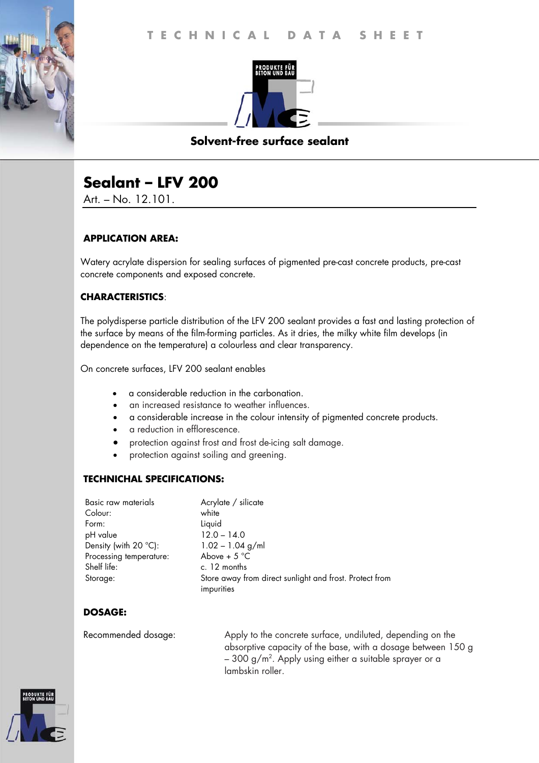TECHNICAL DATA SHEET

PRODUKTE FÜR BETON UND BAU

**Solvent-free surface sealant**

# Sealant – LFV 200

Art. – No. 12.101.

## APPLICATION AREA:

Watery acrylate dispersion for sealing surfaces of pigmented pre-cast concrete products, pre-cast concrete components and exposed concrete.

## CHARACTERISTICS:

The polydisperse particle distribution of the LFV 200 sealant provides a fast and lasting protection of the surface by means of the film-forming particles. As it dries, the milky white film develops (in dependence on the temperature) a colourless and clear transparency.

On concrete surfaces, LFV 200 sealant enables

- a considerable reduction in the carbonation.
- an increased resistance to weather influences.
- a considerable increase in the colour intensity of pigmented concrete products.
- a reduction in efflorescence.
- protection against frost and frost de-icing salt damage.
- protection against soiling and greening.

## TECHNICHAL SPECIFICATIONS:

| | |
|---|---|
| Basic raw materials | Acrylate / silicate |
| Colour: | white |
| Form: | Liquid |
| pH value | 12.0 – 14.0 |
| Density (with 20 °C): | 1.02 – 1.04 g/ml |
| Processing temperature: | Above + 5 °C |
| Shelf life: | c. 12 months |
| Storage: | Store away from direct sunlight and frost. Protect from impurities |

## DOSAGE:

| | |
|---|---|
| Recommended dosage: | Apply to the concrete surface, undiluted, depending on the absorptive capacity of the base, with a dosage between 150 g – 300 g/m$^2$. Apply using either a suitable sprayer or a lambskin roller. |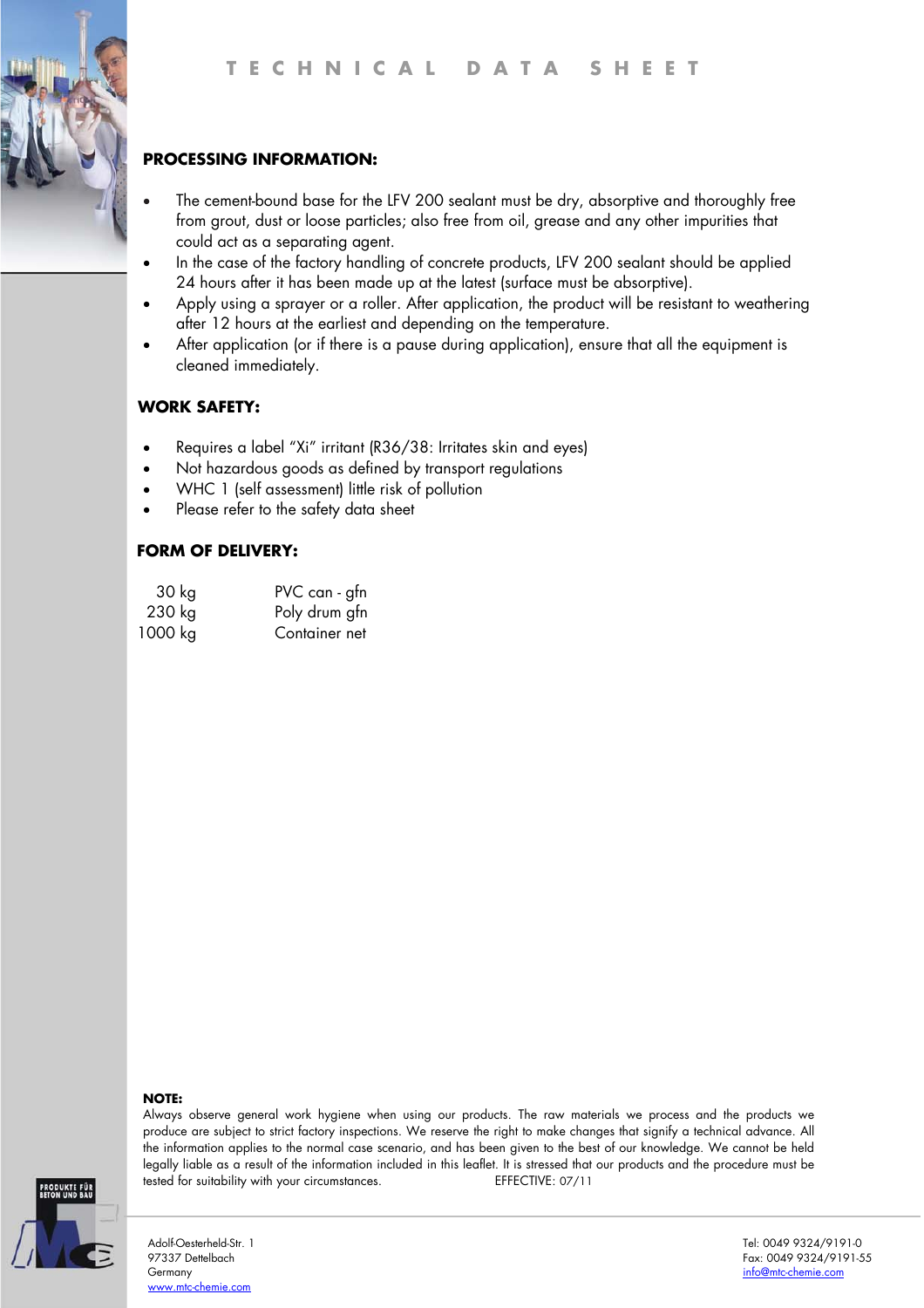## PROCESSING INFORMATION:

- The cement-bound base for the LFV 200 sealant must be dry, absorptive and thoroughly free from grout, dust or loose particles; also free from oil, grease and any other impurities that could act as a separating agent.
- In the case of the factory handling of concrete products, LFV 200 sealant should be applied 24 hours after it has been made up at the latest (surface must be absorptive).
- Apply using a sprayer or a roller. After application, the product will be resistant to weathering after 12 hours at the earliest and depending on the temperature.
- After application (or if there is a pause during application), ensure that all the equipment is cleaned immediately.

## WORK SAFETY:

- Requires a label "Xi" irritant (R36/38: Irritates skin and eyes)
- Not hazardous goods as defined by transport regulations
- WHC 1 (self assessment) little risk of pollution
- Please refer to the safety data sheet

## FORM OF DELIVERY:

| | |
|---|---|
| 30 kg | PVC can - gfn |
| 230 kg | Poly drum gfn |
| 1000 kg | Container net |

**NOTE:**
Always observe general work hygiene when using our products. The raw materials we process and the products we produce are subject to strict factory inspections. We reserve the right to make changes that signify a technical advance. All the information applies to the normal case scenario, and has been given to the best of our knowledge. We cannot be held legally liable as a result of the information included in this leaflet. It is stressed that our products and the procedure must be tested for suitability with your circumstances. EFFECTIVE: 07/11

Adolf-Oesterheld-Str. 1
97337 Dettelbach
Germany
www.mtc-chemie.com

Tel: 0049 9324/9191-0
Fax: 0049 9324/9191-55
info@mtc-chemie.com